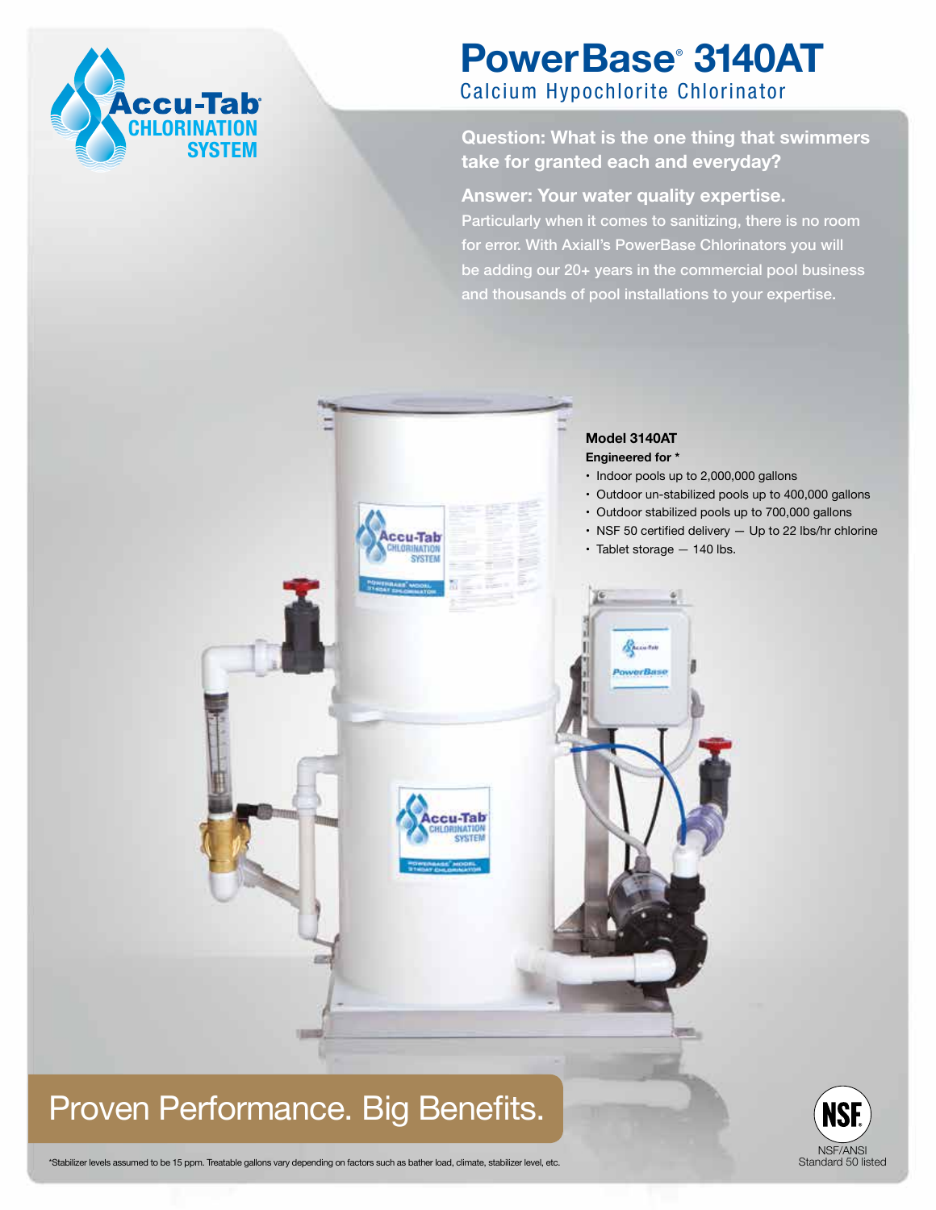Accu-Tab® CHLORINATION SYSTEM

# PowerBase® 3140AT

## Calcium Hypochlorite Chlorinator

**Question: What is the one thing that swimmers take for granted each and everyday?**

**Answer: Your water quality expertise.**

Particularly when it comes to sanitizing, there is no room for error. With Axiall's PowerBase Chlorinators you will be adding our 20+ years in the commercial pool business and thousands of pool installations to your expertise.

**Model 3140AT**

**Engineered for \***

- Indoor pools up to 2,000,000 gallons
- Outdoor un-stabilized pools up to 400,000 gallons
- Outdoor stabilized pools up to 700,000 gallons
- NSF 50 certified delivery — Up to 22 lbs/hr chlorine
- Tablet storage — 140 lbs.

## Proven Performance. Big Benefits.

\*Stabilizer levels assumed to be 15 ppm. Treatable gallons vary depending on factors such as bather load, climate, stabilizer level, etc.

NSF/ANSI Standard 50 listed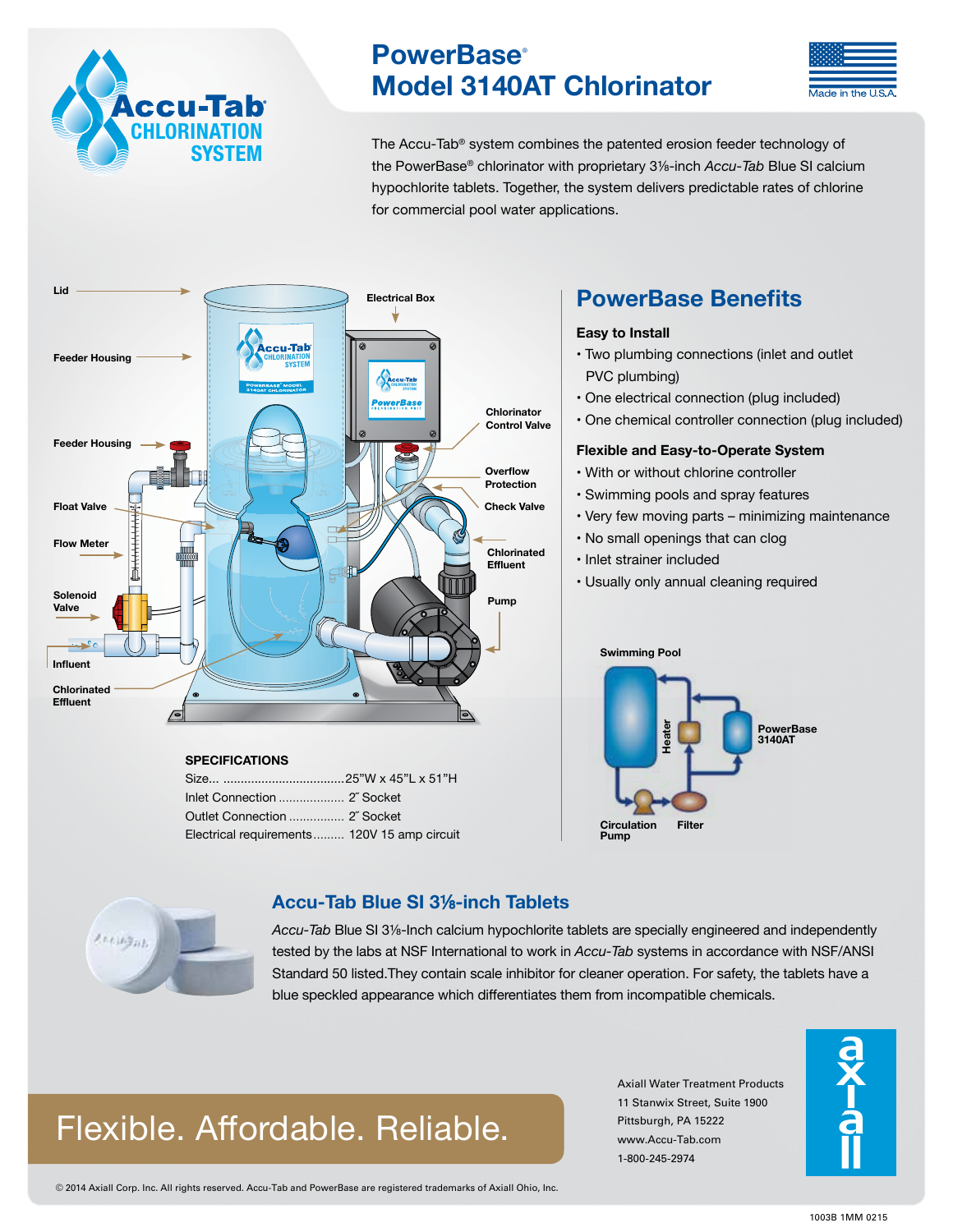# PowerBase® Model 3140AT Chlorinator

Made in the U.S.A.

The Accu-Tab® system combines the patented erosion feeder technology of the PowerBase® chlorinator with proprietary 3⅛-inch *Accu-Tab* Blue SI calcium hypochlorite tablets. Together, the system delivers predictable rates of chlorine for commercial pool water applications.

Lid

Feeder Housing

Feeder Housing

Float Valve

Flow Meter

Solenoid Valve

Influent

Chlorinated Effluent

Electrical Box

Chlorinator Control Valve

Overflow Protection

Check Valve

Chlorinated Effluent

Pump

## PowerBase Benefits

**Easy to Install**

- Two plumbing connections (inlet and outlet PVC plumbing)
- One electrical connection (plug included)
- One chemical controller connection (plug included)

**Flexible and Easy-to-Operate System**

- With or without chlorine controller
- Swimming pools and spray features
- Very few moving parts – minimizing maintenance
- No small openings that can clog
- Inlet strainer included
- Usually only annual cleaning required

Swimming Pool

Heater

PowerBase 3140AT

Circulation Pump

Filter

### SPECIFICATIONS

| | |
|---|---|
| Size | 25"W x 45"L x 51"H |
| Inlet Connection | 2˝ Socket |
| Outlet Connection | 2˝ Socket |
| Electrical requirements | 120V 15 amp circuit |

## Accu-Tab Blue SI 3⅛-inch Tablets

*Accu-Tab* Blue SI 3⅛-Inch calcium hypochlorite tablets are specially engineered and independently tested by the labs at NSF International to work in *Accu-Tab* systems in accordance with NSF/ANSI Standard 50 listed.They contain scale inhibitor for cleaner operation. For safety, the tablets have a blue speckled appearance which differentiates them from incompatible chemicals.

**Flexible. Affordable. Reliable.**

Axiall Water Treatment Products
11 Stanwix Street, Suite 1900
Pittsburgh, PA 15222
www.Accu-Tab.com
1-800-245-2974

© 2014 Axiall Corp. Inc. All rights reserved. Accu-Tab and PowerBase are registered trademarks of Axiall Ohio, Inc.

1003B 1MM 0215